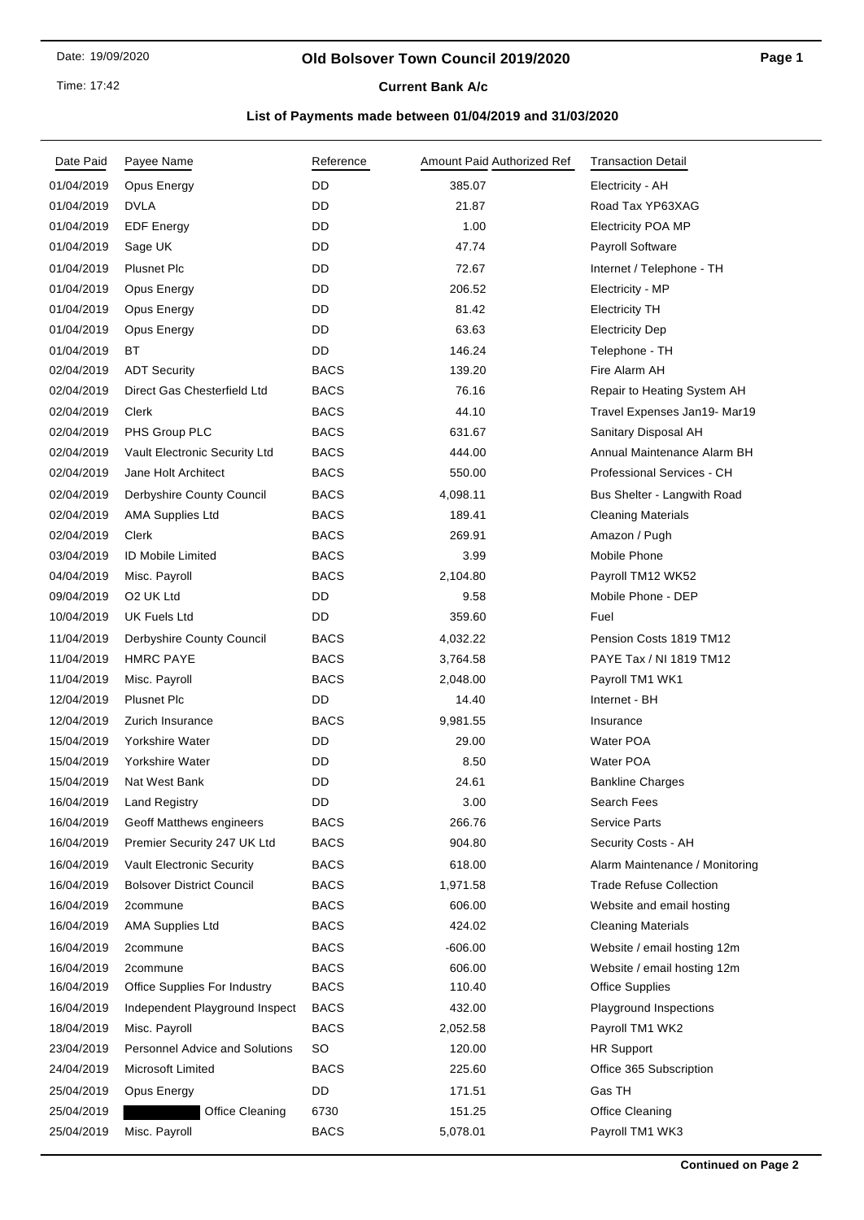Date: 19/09/2020

Time: 17:42

# Old Bolsover Town Council 2019/2020

## Current Bank A/c

### List of Payments made between 01/04/2019 and 31/03/2020

| Date Paid | Payee Name | Reference | Amount Paid | Authorized Ref | Transaction Detail |
|---|---|---|---|---|---|
| 01/04/2019 | Opus Energy | DD | 385.07 | | Electricity - AH |
| 01/04/2019 | DVLA | DD | 21.87 | | Road Tax YP63XAG |
| 01/04/2019 | EDF Energy | DD | 1.00 | | Electricity POA MP |
| 01/04/2019 | Sage UK | DD | 47.74 | | Payroll Software |
| 01/04/2019 | Plusnet Plc | DD | 72.67 | | Internet / Telephone - TH |
| 01/04/2019 | Opus Energy | DD | 206.52 | | Electricity - MP |
| 01/04/2019 | Opus Energy | DD | 81.42 | | Electricity TH |
| 01/04/2019 | Opus Energy | DD | 63.63 | | Electricity Dep |
| 01/04/2019 | BT | DD | 146.24 | | Telephone - TH |
| 02/04/2019 | ADT Security | BACS | 139.20 | | Fire Alarm AH |
| 02/04/2019 | Direct Gas Chesterfield Ltd | BACS | 76.16 | | Repair to Heating System AH |
| 02/04/2019 | Clerk | BACS | 44.10 | | Travel Expenses Jan19- Mar19 |
| 02/04/2019 | PHS Group PLC | BACS | 631.67 | | Sanitary Disposal AH |
| 02/04/2019 | Vault Electronic Security Ltd | BACS | 444.00 | | Annual Maintenance Alarm BH |
| 02/04/2019 | Jane Holt Architect | BACS | 550.00 | | Professional Services - CH |
| 02/04/2019 | Derbyshire County Council | BACS | 4,098.11 | | Bus Shelter - Langwith Road |
| 02/04/2019 | AMA Supplies Ltd | BACS | 189.41 | | Cleaning Materials |
| 02/04/2019 | Clerk | BACS | 269.91 | | Amazon / Pugh |
| 03/04/2019 | ID Mobile Limited | BACS | 3.99 | | Mobile Phone |
| 04/04/2019 | Misc. Payroll | BACS | 2,104.80 | | Payroll TM12 WK52 |
| 09/04/2019 | O2 UK Ltd | DD | 9.58 | | Mobile Phone - DEP |
| 10/04/2019 | UK Fuels Ltd | DD | 359.60 | | Fuel |
| 11/04/2019 | Derbyshire County Council | BACS | 4,032.22 | | Pension Costs 1819 TM12 |
| 11/04/2019 | HMRC PAYE | BACS | 3,764.58 | | PAYE Tax / NI 1819 TM12 |
| 11/04/2019 | Misc. Payroll | BACS | 2,048.00 | | Payroll TM1 WK1 |
| 12/04/2019 | Plusnet Plc | DD | 14.40 | | Internet - BH |
| 12/04/2019 | Zurich Insurance | BACS | 9,981.55 | | Insurance |
| 15/04/2019 | Yorkshire Water | DD | 29.00 | | Water POA |
| 15/04/2019 | Yorkshire Water | DD | 8.50 | | Water POA |
| 15/04/2019 | Nat West Bank | DD | 24.61 | | Bankline Charges |
| 16/04/2019 | Land Registry | DD | 3.00 | | Search Fees |
| 16/04/2019 | Geoff Matthews engineers | BACS | 266.76 | | Service Parts |
| 16/04/2019 | Premier Security 247 UK Ltd | BACS | 904.80 | | Security Costs - AH |
| 16/04/2019 | Vault Electronic Security | BACS | 618.00 | | Alarm Maintenance / Monitoring |
| 16/04/2019 | Bolsover District Council | BACS | 1,971.58 | | Trade Refuse Collection |
| 16/04/2019 | 2commune | BACS | 606.00 | | Website and email hosting |
| 16/04/2019 | AMA Supplies Ltd | BACS | 424.02 | | Cleaning Materials |
| 16/04/2019 | 2commune | BACS | -606.00 | | Website / email hosting 12m |
| 16/04/2019 | 2commune | BACS | 606.00 | | Website / email hosting 12m |
| 16/04/2019 | Office Supplies For Industry | BACS | 110.40 | | Office Supplies |
| 16/04/2019 | Independent Playground Inspect | BACS | 432.00 | | Playground Inspections |
| 18/04/2019 | Misc. Payroll | BACS | 2,052.58 | | Payroll TM1 WK2 |
| 23/04/2019 | Personnel Advice and Solutions | SO | 120.00 | | HR Support |
| 24/04/2019 | Microsoft Limited | BACS | 225.60 | | Office 365 Subscription |
| 25/04/2019 | Opus Energy | DD | 171.51 | | Gas TH |
| 25/04/2019 | [REDACTED] Office Cleaning | 6730 | 151.25 | | Office Cleaning |
| 25/04/2019 | Misc. Payroll | BACS | 5,078.01 | | Payroll TM1 WK3 |

**Continued on Page 2**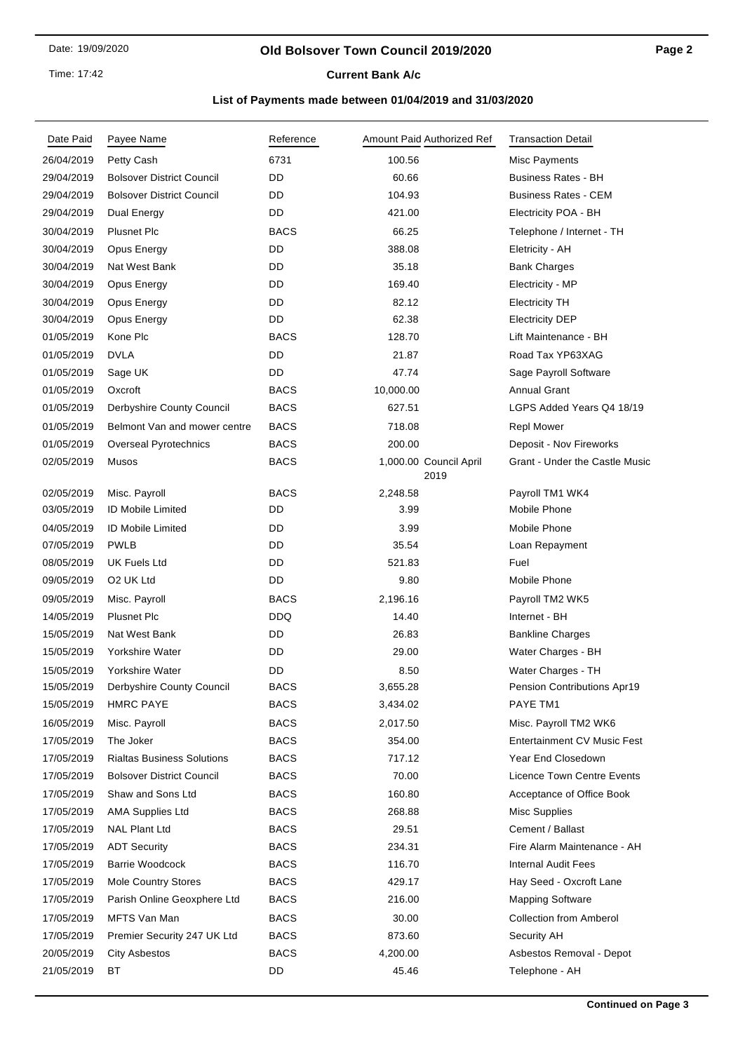# Old Bolsover Town Council 2019/2020

**Current Bank A/c**

**List of Payments made between 01/04/2019 and 31/03/2020**

| Date Paid | Payee Name | Reference | Amount Paid | Authorized Ref | Transaction Detail |
|---|---|---|---|---|---|
| 26/04/2019 | Petty Cash | 6731 | 100.56 | | Misc Payments |
| 29/04/2019 | Bolsover District Council | DD | 60.66 | | Business Rates - BH |
| 29/04/2019 | Bolsover District Council | DD | 104.93 | | Business Rates - CEM |
| 29/04/2019 | Dual Energy | DD | 421.00 | | Electricity POA - BH |
| 30/04/2019 | Plusnet Plc | BACS | 66.25 | | Telephone / Internet - TH |
| 30/04/2019 | Opus Energy | DD | 388.08 | | Eletricity - AH |
| 30/04/2019 | Nat West Bank | DD | 35.18 | | Bank Charges |
| 30/04/2019 | Opus Energy | DD | 169.40 | | Electricity - MP |
| 30/04/2019 | Opus Energy | DD | 82.12 | | Electricity TH |
| 30/04/2019 | Opus Energy | DD | 62.38 | | Electricity DEP |
| 01/05/2019 | Kone Plc | BACS | 128.70 | | Lift Maintenance - BH |
| 01/05/2019 | DVLA | DD | 21.87 | | Road Tax YP63XAG |
| 01/05/2019 | Sage UK | DD | 47.74 | | Sage Payroll Software |
| 01/05/2019 | Oxcroft | BACS | 10,000.00 | | Annual Grant |
| 01/05/2019 | Derbyshire County Council | BACS | 627.51 | | LGPS Added Years Q4 18/19 |
| 01/05/2019 | Belmont Van and mower centre | BACS | 718.08 | | Repl Mower |
| 01/05/2019 | Overseal Pyrotechnics | BACS | 200.00 | | Deposit - Nov Fireworks |
| 02/05/2019 | Musos | BACS | 1,000.00 | Council April 2019 | Grant - Under the Castle Music |
| 02/05/2019 | Misc. Payroll | BACS | 2,248.58 | | Payroll TM1 WK4 |
| 03/05/2019 | ID Mobile Limited | DD | 3.99 | | Mobile Phone |
| 04/05/2019 | ID Mobile Limited | DD | 3.99 | | Mobile Phone |
| 07/05/2019 | PWLB | DD | 35.54 | | Loan Repayment |
| 08/05/2019 | UK Fuels Ltd | DD | 521.83 | | Fuel |
| 09/05/2019 | O2 UK Ltd | DD | 9.80 | | Mobile Phone |
| 09/05/2019 | Misc. Payroll | BACS | 2,196.16 | | Payroll TM2 WK5 |
| 14/05/2019 | Plusnet Plc | DDQ | 14.40 | | Internet - BH |
| 15/05/2019 | Nat West Bank | DD | 26.83 | | Bankline Charges |
| 15/05/2019 | Yorkshire Water | DD | 29.00 | | Water Charges - BH |
| 15/05/2019 | Yorkshire Water | DD | 8.50 | | Water Charges - TH |
| 15/05/2019 | Derbyshire County Council | BACS | 3,655.28 | | Pension Contributions Apr19 |
| 15/05/2019 | HMRC PAYE | BACS | 3,434.02 | | PAYE TM1 |
| 16/05/2019 | Misc. Payroll | BACS | 2,017.50 | | Misc. Payroll TM2 WK6 |
| 17/05/2019 | The Joker | BACS | 354.00 | | Entertainment CV Music Fest |
| 17/05/2019 | Rialtas Business Solutions | BACS | 717.12 | | Year End Closedown |
| 17/05/2019 | Bolsover District Council | BACS | 70.00 | | Licence Town Centre Events |
| 17/05/2019 | Shaw and Sons Ltd | BACS | 160.80 | | Acceptance of Office Book |
| 17/05/2019 | AMA Supplies Ltd | BACS | 268.88 | | Misc Supplies |
| 17/05/2019 | NAL Plant Ltd | BACS | 29.51 | | Cement / Ballast |
| 17/05/2019 | ADT Security | BACS | 234.31 | | Fire Alarm Maintenance - AH |
| 17/05/2019 | Barrie Woodcock | BACS | 116.70 | | Internal Audit Fees |
| 17/05/2019 | Mole Country Stores | BACS | 429.17 | | Hay Seed - Oxcroft Lane |
| 17/05/2019 | Parish Online Geoxphere Ltd | BACS | 216.00 | | Mapping Software |
| 17/05/2019 | MFTS Van Man | BACS | 30.00 | | Collection from Amberol |
| 17/05/2019 | Premier Security 247 UK Ltd | BACS | 873.60 | | Security AH |
| 20/05/2019 | City Asbestos | BACS | 4,200.00 | | Asbestos Removal - Depot |
| 21/05/2019 | BT | DD | 45.46 | | Telephone - AH |

**Continued on Page 3**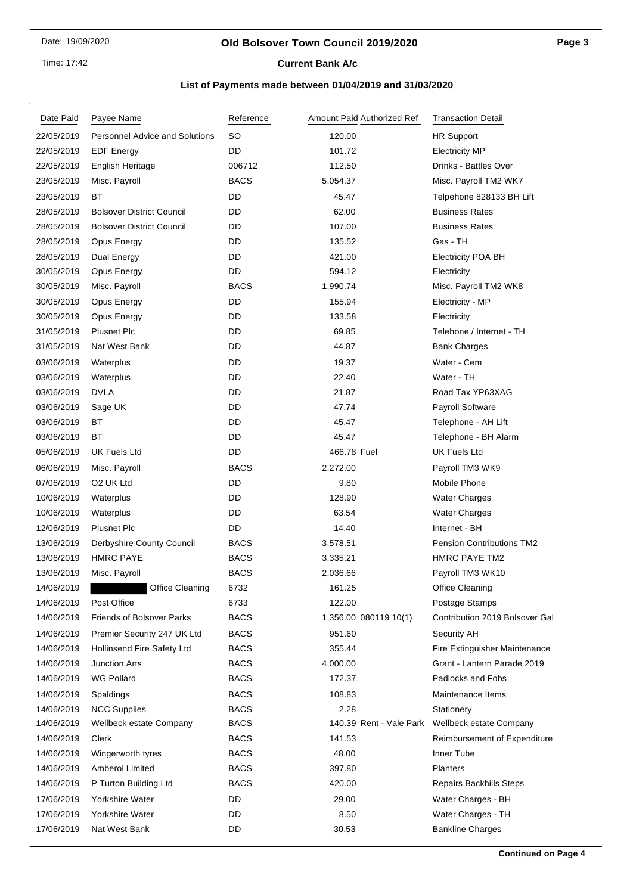# Old Bolsover Town Council 2019/2020

Date: 19/09/2020

Time: 17:42

**Current Bank A/c**

## List of Payments made between 01/04/2019 and 31/03/2020

| Date Paid | Payee Name | Reference | Amount Paid | Authorized Ref | Transaction Detail |
|---|---|---|---|---|---|
| 22/05/2019 | Personnel Advice and Solutions | SO | 120.00 | | HR Support |
| 22/05/2019 | EDF Energy | DD | 101.72 | | Electricity MP |
| 22/05/2019 | English Heritage | 006712 | 112.50 | | Drinks - Battles Over |
| 23/05/2019 | Misc. Payroll | BACS | 5,054.37 | | Misc. Payroll TM2 WK7 |
| 23/05/2019 | BT | DD | 45.47 | | Telpehone 828133 BH Lift |
| 28/05/2019 | Bolsover District Council | DD | 62.00 | | Business Rates |
| 28/05/2019 | Bolsover District Council | DD | 107.00 | | Business Rates |
| 28/05/2019 | Opus Energy | DD | 135.52 | | Gas - TH |
| 28/05/2019 | Dual Energy | DD | 421.00 | | Electricity POA BH |
| 30/05/2019 | Opus Energy | DD | 594.12 | | Electricity |
| 30/05/2019 | Misc. Payroll | BACS | 1,990.74 | | Misc. Payroll TM2 WK8 |
| 30/05/2019 | Opus Energy | DD | 155.94 | | Electricity - MP |
| 30/05/2019 | Opus Energy | DD | 133.58 | | Electricity |
| 31/05/2019 | Plusnet Plc | DD | 69.85 | | Telehone / Internet - TH |
| 31/05/2019 | Nat West Bank | DD | 44.87 | | Bank Charges |
| 03/06/2019 | Waterplus | DD | 19.37 | | Water - Cem |
| 03/06/2019 | Waterplus | DD | 22.40 | | Water - TH |
| 03/06/2019 | DVLA | DD | 21.87 | | Road Tax YP63XAG |
| 03/06/2019 | Sage UK | DD | 47.74 | | Payroll Software |
| 03/06/2019 | BT | DD | 45.47 | | Telephone - AH Lift |
| 03/06/2019 | BT | DD | 45.47 | | Telephone - BH Alarm |
| 05/06/2019 | UK Fuels Ltd | DD | 466.78 | Fuel | UK Fuels Ltd |
| 06/06/2019 | Misc. Payroll | BACS | 2,272.00 | | Payroll TM3 WK9 |
| 07/06/2019 | O2 UK Ltd | DD | 9.80 | | Mobile Phone |
| 10/06/2019 | Waterplus | DD | 128.90 | | Water Charges |
| 10/06/2019 | Waterplus | DD | 63.54 | | Water Charges |
| 12/06/2019 | Plusnet Plc | DD | 14.40 | | Internet - BH |
| 13/06/2019 | Derbyshire County Council | BACS | 3,578.51 | | Pension Contributions TM2 |
| 13/06/2019 | HMRC PAYE | BACS | 3,335.21 | | HMRC PAYE TM2 |
| 13/06/2019 | Misc. Payroll | BACS | 2,036.66 | | Payroll TM3 WK10 |
| 14/06/2019 | [REDACTED] Office Cleaning | 6732 | 161.25 | | Office Cleaning |
| 14/06/2019 | Post Office | 6733 | 122.00 | | Postage Stamps |
| 14/06/2019 | Friends of Bolsover Parks | BACS | 1,356.00 | 080119 10(1) | Contribution 2019 Bolsover Gal |
| 14/06/2019 | Premier Security 247 UK Ltd | BACS | 951.60 | | Security AH |
| 14/06/2019 | Hollinsend Fire Safety Ltd | BACS | 355.44 | | Fire Extinguisher Maintenance |
| 14/06/2019 | Junction Arts | BACS | 4,000.00 | | Grant - Lantern Parade 2019 |
| 14/06/2019 | WG Pollard | BACS | 172.37 | | Padlocks and Fobs |
| 14/06/2019 | Spaldings | BACS | 108.83 | | Maintenance Items |
| 14/06/2019 | NCC Supplies | BACS | 2.28 | | Stationery |
| 14/06/2019 | Wellbeck estate Company | BACS | 140.39 | Rent - Vale Park | Wellbeck estate Company |
| 14/06/2019 | Clerk | BACS | 141.53 | | Reimbursement of Expenditure |
| 14/06/2019 | Wingerworth tyres | BACS | 48.00 | | Inner Tube |
| 14/06/2019 | Amberol Limited | BACS | 397.80 | | Planters |
| 14/06/2019 | P Turton Building Ltd | BACS | 420.00 | | Repairs Backhills Steps |
| 17/06/2019 | Yorkshire Water | DD | 29.00 | | Water Charges - BH |
| 17/06/2019 | Yorkshire Water | DD | 8.50 | | Water Charges - TH |
| 17/06/2019 | Nat West Bank | DD | 30.53 | | Bankline Charges |

**Continued on Page 4**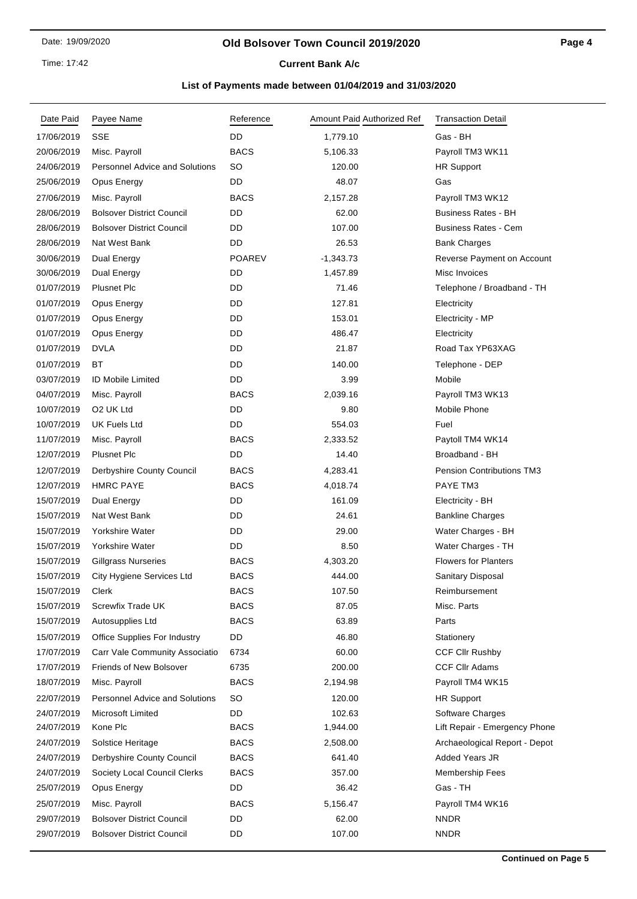# Old Bolsover Town Council 2019/2020

## Current Bank A/c

### List of Payments made between 01/04/2019 and 31/03/2020

| Date Paid | Payee Name | Reference | Amount Paid | Authorized Ref | Transaction Detail |
|---|---|---|---|---|---|
| 17/06/2019 | SSE | DD | 1,779.10 | | Gas - BH |
| 20/06/2019 | Misc. Payroll | BACS | 5,106.33 | | Payroll TM3 WK11 |
| 24/06/2019 | Personnel Advice and Solutions | SO | 120.00 | | HR Support |
| 25/06/2019 | Opus Energy | DD | 48.07 | | Gas |
| 27/06/2019 | Misc. Payroll | BACS | 2,157.28 | | Payroll TM3 WK12 |
| 28/06/2019 | Bolsover District Council | DD | 62.00 | | Business Rates - BH |
| 28/06/2019 | Bolsover District Council | DD | 107.00 | | Business Rates - Cem |
| 28/06/2019 | Nat West Bank | DD | 26.53 | | Bank Charges |
| 30/06/2019 | Dual Energy | POAREV | -1,343.73 | | Reverse Payment on Account |
| 30/06/2019 | Dual Energy | DD | 1,457.89 | | Misc Invoices |
| 01/07/2019 | Plusnet Plc | DD | 71.46 | | Telephone / Broadband - TH |
| 01/07/2019 | Opus Energy | DD | 127.81 | | Electricity |
| 01/07/2019 | Opus Energy | DD | 153.01 | | Electricity - MP |
| 01/07/2019 | Opus Energy | DD | 486.47 | | Electricity |
| 01/07/2019 | DVLA | DD | 21.87 | | Road Tax YP63XAG |
| 01/07/2019 | BT | DD | 140.00 | | Telephone - DEP |
| 03/07/2019 | ID Mobile Limited | DD | 3.99 | | Mobile |
| 04/07/2019 | Misc. Payroll | BACS | 2,039.16 | | Payroll TM3 WK13 |
| 10/07/2019 | O2 UK Ltd | DD | 9.80 | | Mobile Phone |
| 10/07/2019 | UK Fuels Ltd | DD | 554.03 | | Fuel |
| 11/07/2019 | Misc. Payroll | BACS | 2,333.52 | | Paytoll TM4 WK14 |
| 12/07/2019 | Plusnet Plc | DD | 14.40 | | Broadband - BH |
| 12/07/2019 | Derbyshire County Council | BACS | 4,283.41 | | Pension Contributions TM3 |
| 12/07/2019 | HMRC PAYE | BACS | 4,018.74 | | PAYE TM3 |
| 15/07/2019 | Dual Energy | DD | 161.09 | | Electricity - BH |
| 15/07/2019 | Nat West Bank | DD | 24.61 | | Bankline Charges |
| 15/07/2019 | Yorkshire Water | DD | 29.00 | | Water Charges - BH |
| 15/07/2019 | Yorkshire Water | DD | 8.50 | | Water Charges - TH |
| 15/07/2019 | Gillgrass Nurseries | BACS | 4,303.20 | | Flowers for Planters |
| 15/07/2019 | City Hygiene Services Ltd | BACS | 444.00 | | Sanitary Disposal |
| 15/07/2019 | Clerk | BACS | 107.50 | | Reimbursement |
| 15/07/2019 | Screwfix Trade UK | BACS | 87.05 | | Misc. Parts |
| 15/07/2019 | Autosupplies Ltd | BACS | 63.89 | | Parts |
| 15/07/2019 | Office Supplies For Industry | DD | 46.80 | | Stationery |
| 17/07/2019 | Carr Vale Community Associatio | 6734 | 60.00 | | CCF Cllr Rushby |
| 17/07/2019 | Friends of New Bolsover | 6735 | 200.00 | | CCF Cllr Adams |
| 18/07/2019 | Misc. Payroll | BACS | 2,194.98 | | Payroll TM4 WK15 |
| 22/07/2019 | Personnel Advice and Solutions | SO | 120.00 | | HR Support |
| 24/07/2019 | Microsoft Limited | DD | 102.63 | | Software Charges |
| 24/07/2019 | Kone Plc | BACS | 1,944.00 | | Lift Repair - Emergency Phone |
| 24/07/2019 | Solstice Heritage | BACS | 2,508.00 | | Archaeological Report - Depot |
| 24/07/2019 | Derbyshire County Council | BACS | 641.40 | | Added Years JR |
| 24/07/2019 | Society Local Council Clerks | BACS | 357.00 | | Membership Fees |
| 25/07/2019 | Opus Energy | DD | 36.42 | | Gas - TH |
| 25/07/2019 | Misc. Payroll | BACS | 5,156.47 | | Payroll TM4 WK16 |
| 29/07/2019 | Bolsover District Council | DD | 62.00 | | NNDR |
| 29/07/2019 | Bolsover District Council | DD | 107.00 | | NNDR |

**Continued on Page 5**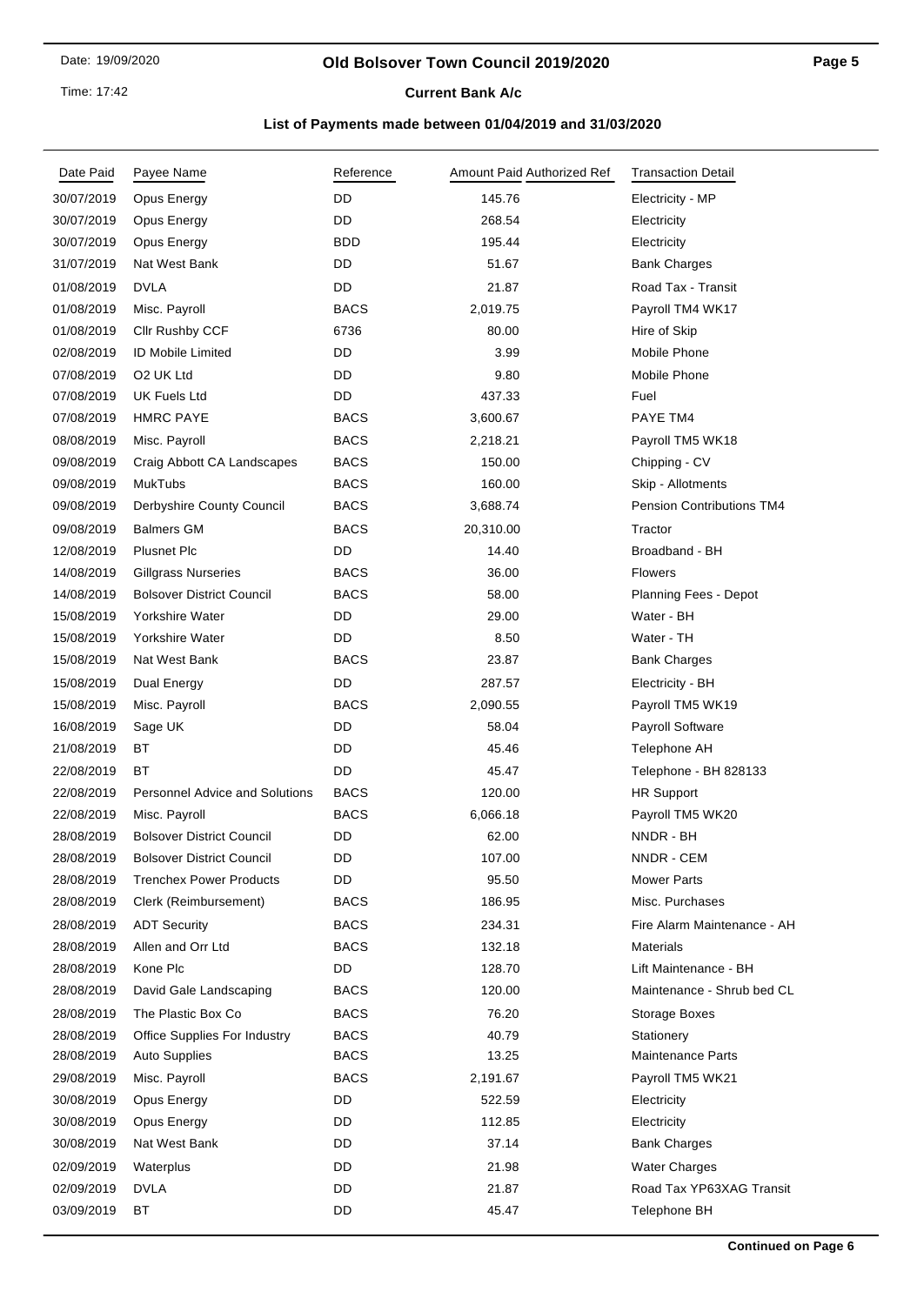# Old Bolsover Town Council 2019/2020

## Current Bank A/c

### List of Payments made between 01/04/2019 and 31/03/2020

| Date Paid | Payee Name | Reference | Amount Paid | Authorized Ref | Transaction Detail |
|---|---|---|---|---|---|
| 30/07/2019 | Opus Energy | DD | 145.76 | | Electricity - MP |
| 30/07/2019 | Opus Energy | DD | 268.54 | | Electricity |
| 30/07/2019 | Opus Energy | BDD | 195.44 | | Electricity |
| 31/07/2019 | Nat West Bank | DD | 51.67 | | Bank Charges |
| 01/08/2019 | DVLA | DD | 21.87 | | Road Tax - Transit |
| 01/08/2019 | Misc. Payroll | BACS | 2,019.75 | | Payroll TM4 WK17 |
| 01/08/2019 | Cllr Rushby CCF | 6736 | 80.00 | | Hire of Skip |
| 02/08/2019 | ID Mobile Limited | DD | 3.99 | | Mobile Phone |
| 07/08/2019 | O2 UK Ltd | DD | 9.80 | | Mobile Phone |
| 07/08/2019 | UK Fuels Ltd | DD | 437.33 | | Fuel |
| 07/08/2019 | HMRC PAYE | BACS | 3,600.67 | | PAYE TM4 |
| 08/08/2019 | Misc. Payroll | BACS | 2,218.21 | | Payroll TM5 WK18 |
| 09/08/2019 | Craig Abbott CA Landscapes | BACS | 150.00 | | Chipping - CV |
| 09/08/2019 | MukTubs | BACS | 160.00 | | Skip - Allotments |
| 09/08/2019 | Derbyshire County Council | BACS | 3,688.74 | | Pension Contributions TM4 |
| 09/08/2019 | Balmers GM | BACS | 20,310.00 | | Tractor |
| 12/08/2019 | Plusnet Plc | DD | 14.40 | | Broadband - BH |
| 14/08/2019 | Gillgrass Nurseries | BACS | 36.00 | | Flowers |
| 14/08/2019 | Bolsover District Council | BACS | 58.00 | | Planning Fees - Depot |
| 15/08/2019 | Yorkshire Water | DD | 29.00 | | Water - BH |
| 15/08/2019 | Yorkshire Water | DD | 8.50 | | Water - TH |
| 15/08/2019 | Nat West Bank | BACS | 23.87 | | Bank Charges |
| 15/08/2019 | Dual Energy | DD | 287.57 | | Electricity - BH |
| 15/08/2019 | Misc. Payroll | BACS | 2,090.55 | | Payroll TM5 WK19 |
| 16/08/2019 | Sage UK | DD | 58.04 | | Payroll Software |
| 21/08/2019 | BT | DD | 45.46 | | Telephone AH |
| 22/08/2019 | BT | DD | 45.47 | | Telephone - BH 828133 |
| 22/08/2019 | Personnel Advice and Solutions | BACS | 120.00 | | HR Support |
| 22/08/2019 | Misc. Payroll | BACS | 6,066.18 | | Payroll TM5 WK20 |
| 28/08/2019 | Bolsover District Council | DD | 62.00 | | NNDR - BH |
| 28/08/2019 | Bolsover District Council | DD | 107.00 | | NNDR - CEM |
| 28/08/2019 | Trenchex Power Products | DD | 95.50 | | Mower Parts |
| 28/08/2019 | Clerk (Reimbursement) | BACS | 186.95 | | Misc. Purchases |
| 28/08/2019 | ADT Security | BACS | 234.31 | | Fire Alarm Maintenance - AH |
| 28/08/2019 | Allen and Orr Ltd | BACS | 132.18 | | Materials |
| 28/08/2019 | Kone Plc | DD | 128.70 | | Lift Maintenance - BH |
| 28/08/2019 | David Gale Landscaping | BACS | 120.00 | | Maintenance - Shrub bed CL |
| 28/08/2019 | The Plastic Box Co | BACS | 76.20 | | Storage Boxes |
| 28/08/2019 | Office Supplies For Industry | BACS | 40.79 | | Stationery |
| 28/08/2019 | Auto Supplies | BACS | 13.25 | | Maintenance Parts |
| 29/08/2019 | Misc. Payroll | BACS | 2,191.67 | | Payroll TM5 WK21 |
| 30/08/2019 | Opus Energy | DD | 522.59 | | Electricity |
| 30/08/2019 | Opus Energy | DD | 112.85 | | Electricity |
| 30/08/2019 | Nat West Bank | DD | 37.14 | | Bank Charges |
| 02/09/2019 | Waterplus | DD | 21.98 | | Water Charges |
| 02/09/2019 | DVLA | DD | 21.87 | | Road Tax YP63XAG Transit |
| 03/09/2019 | BT | DD | 45.47 | | Telephone BH |

**Continued on Page 6**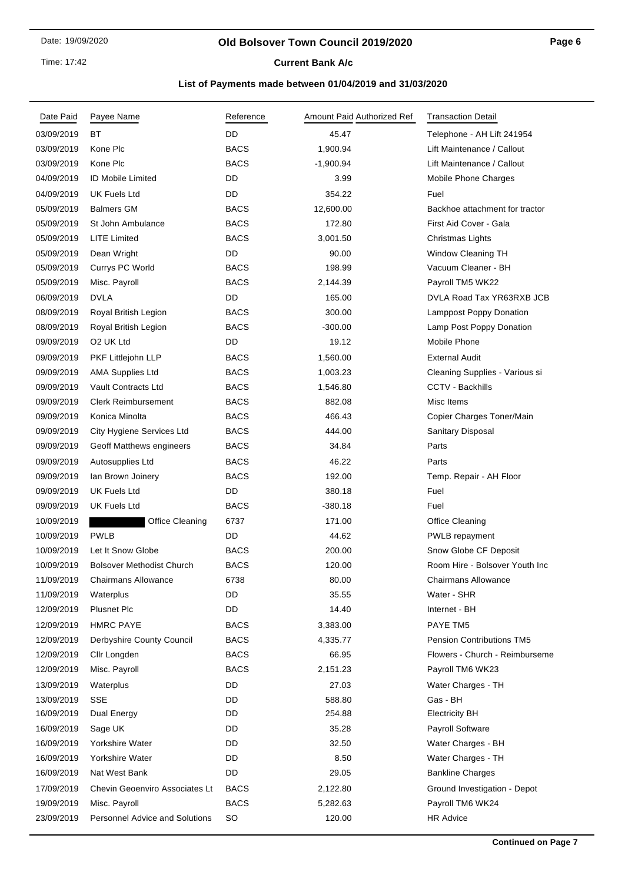# Old Bolsover Town Council 2019/2020

## Current Bank A/c

### List of Payments made between 01/04/2019 and 31/03/2020

| Date Paid | Payee Name | Reference | Amount Paid | Authorized Ref | Transaction Detail |
|---|---|---|---|---|---|
| 03/09/2019 | BT | DD | 45.47 | | Telephone - AH Lift 241954 |
| 03/09/2019 | Kone Plc | BACS | 1,900.94 | | Lift Maintenance / Callout |
| 03/09/2019 | Kone Plc | BACS | -1,900.94 | | Lift Maintenance / Callout |
| 04/09/2019 | ID Mobile Limited | DD | 3.99 | | Mobile Phone Charges |
| 04/09/2019 | UK Fuels Ltd | DD | 354.22 | | Fuel |
| 05/09/2019 | Balmers GM | BACS | 12,600.00 | | Backhoe attachment for tractor |
| 05/09/2019 | St John Ambulance | BACS | 172.80 | | First Aid Cover - Gala |
| 05/09/2019 | LITE Limited | BACS | 3,001.50 | | Christmas Lights |
| 05/09/2019 | Dean Wright | DD | 90.00 | | Window Cleaning TH |
| 05/09/2019 | Currys PC World | BACS | 198.99 | | Vacuum Cleaner - BH |
| 05/09/2019 | Misc. Payroll | BACS | 2,144.39 | | Payroll TM5 WK22 |
| 06/09/2019 | DVLA | DD | 165.00 | | DVLA Road Tax YR63RXB JCB |
| 08/09/2019 | Royal British Legion | BACS | 300.00 | | Lamppost Poppy Donation |
| 08/09/2019 | Royal British Legion | BACS | -300.00 | | Lamp Post Poppy Donation |
| 09/09/2019 | O2 UK Ltd | DD | 19.12 | | Mobile Phone |
| 09/09/2019 | PKF Littlejohn LLP | BACS | 1,560.00 | | External Audit |
| 09/09/2019 | AMA Supplies Ltd | BACS | 1,003.23 | | Cleaning Supplies - Various si |
| 09/09/2019 | Vault Contracts Ltd | BACS | 1,546.80 | | CCTV - Backhills |
| 09/09/2019 | Clerk Reimbursement | BACS | 882.08 | | Misc Items |
| 09/09/2019 | Konica Minolta | BACS | 466.43 | | Copier Charges Toner/Main |
| 09/09/2019 | City Hygiene Services Ltd | BACS | 444.00 | | Sanitary Disposal |
| 09/09/2019 | Geoff Matthews engineers | BACS | 34.84 | | Parts |
| 09/09/2019 | Autosupplies Ltd | BACS | 46.22 | | Parts |
| 09/09/2019 | Ian Brown Joinery | BACS | 192.00 | | Temp. Repair - AH Floor |
| 09/09/2019 | UK Fuels Ltd | DD | 380.18 | | Fuel |
| 09/09/2019 | UK Fuels Ltd | BACS | -380.18 | | Fuel |
| 10/09/2019 | [REDACTED] Office Cleaning | 6737 | 171.00 | | Office Cleaning |
| 10/09/2019 | PWLB | DD | 44.62 | | PWLB repayment |
| 10/09/2019 | Let It Snow Globe | BACS | 200.00 | | Snow Globe CF Deposit |
| 10/09/2019 | Bolsover Methodist Church | BACS | 120.00 | | Room Hire - Bolsover Youth Inc |
| 11/09/2019 | Chairmans Allowance | 6738 | 80.00 | | Chairmans Allowance |
| 11/09/2019 | Waterplus | DD | 35.55 | | Water - SHR |
| 12/09/2019 | Plusnet Plc | DD | 14.40 | | Internet - BH |
| 12/09/2019 | HMRC PAYE | BACS | 3,383.00 | | PAYE TM5 |
| 12/09/2019 | Derbyshire County Council | BACS | 4,335.77 | | Pension Contributions TM5 |
| 12/09/2019 | Cllr Longden | BACS | 66.95 | | Flowers - Church - Reimburseme |
| 12/09/2019 | Misc. Payroll | BACS | 2,151.23 | | Payroll TM6 WK23 |
| 13/09/2019 | Waterplus | DD | 27.03 | | Water Charges - TH |
| 13/09/2019 | SSE | DD | 588.80 | | Gas - BH |
| 16/09/2019 | Dual Energy | DD | 254.88 | | Electricity BH |
| 16/09/2019 | Sage UK | DD | 35.28 | | Payroll Software |
| 16/09/2019 | Yorkshire Water | DD | 32.50 | | Water Charges - BH |
| 16/09/2019 | Yorkshire Water | DD | 8.50 | | Water Charges - TH |
| 16/09/2019 | Nat West Bank | DD | 29.05 | | Bankline Charges |
| 17/09/2019 | Chevin Geoenviro Associates Lt | BACS | 2,122.80 | | Ground Investigation - Depot |
| 19/09/2019 | Misc. Payroll | BACS | 5,282.63 | | Payroll TM6 WK24 |
| 23/09/2019 | Personnel Advice and Solutions | SO | 120.00 | | HR Advice |

**Continued on Page 7**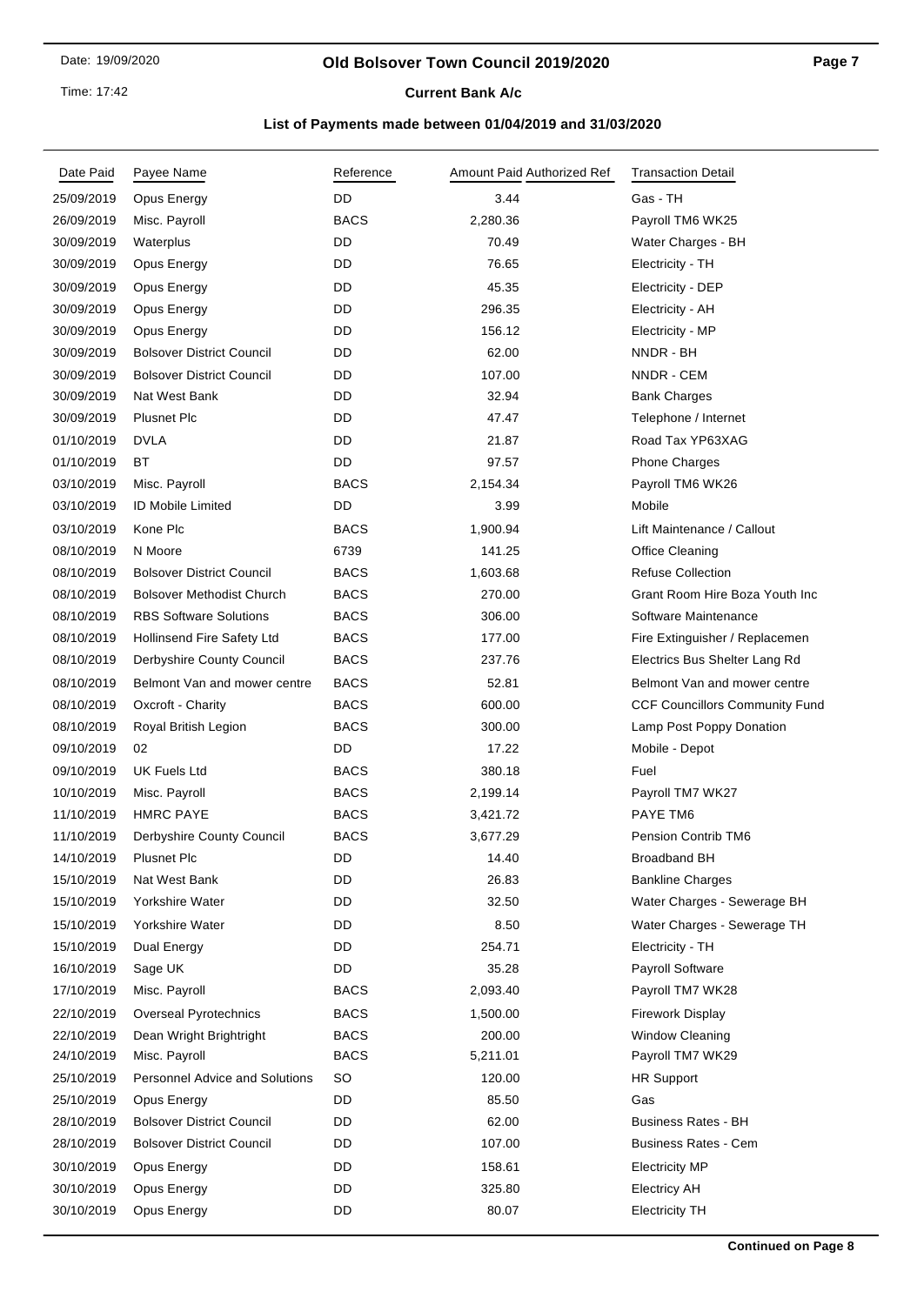# Old Bolsover Town Council 2019/2020

**Current Bank A/c**

**List of Payments made between 01/04/2019 and 31/03/2020**

| Date Paid | Payee Name | Reference | Amount Paid | Authorized Ref | Transaction Detail |
|---|---|---|---|---|---|
| 25/09/2019 | Opus Energy | DD | 3.44 | | Gas - TH |
| 26/09/2019 | Misc. Payroll | BACS | 2,280.36 | | Payroll TM6 WK25 |
| 30/09/2019 | Waterplus | DD | 70.49 | | Water Charges - BH |
| 30/09/2019 | Opus Energy | DD | 76.65 | | Electricity - TH |
| 30/09/2019 | Opus Energy | DD | 45.35 | | Electricity - DEP |
| 30/09/2019 | Opus Energy | DD | 296.35 | | Electricity - AH |
| 30/09/2019 | Opus Energy | DD | 156.12 | | Electricity - MP |
| 30/09/2019 | Bolsover District Council | DD | 62.00 | | NNDR - BH |
| 30/09/2019 | Bolsover District Council | DD | 107.00 | | NNDR - CEM |
| 30/09/2019 | Nat West Bank | DD | 32.94 | | Bank Charges |
| 30/09/2019 | Plusnet Plc | DD | 47.47 | | Telephone / Internet |
| 01/10/2019 | DVLA | DD | 21.87 | | Road Tax YP63XAG |
| 01/10/2019 | BT | DD | 97.57 | | Phone Charges |
| 03/10/2019 | Misc. Payroll | BACS | 2,154.34 | | Payroll TM6 WK26 |
| 03/10/2019 | ID Mobile Limited | DD | 3.99 | | Mobile |
| 03/10/2019 | Kone Plc | BACS | 1,900.94 | | Lift Maintenance / Callout |
| 08/10/2019 | N Moore | 6739 | 141.25 | | Office Cleaning |
| 08/10/2019 | Bolsover District Council | BACS | 1,603.68 | | Refuse Collection |
| 08/10/2019 | Bolsover Methodist Church | BACS | 270.00 | | Grant Room Hire Boza Youth Inc |
| 08/10/2019 | RBS Software Solutions | BACS | 306.00 | | Software Maintenance |
| 08/10/2019 | Hollinsend Fire Safety Ltd | BACS | 177.00 | | Fire Extinguisher / Replacemen |
| 08/10/2019 | Derbyshire County Council | BACS | 237.76 | | Electrics Bus Shelter Lang Rd |
| 08/10/2019 | Belmont Van and mower centre | BACS | 52.81 | | Belmont Van and mower centre |
| 08/10/2019 | Oxcroft - Charity | BACS | 600.00 | | CCF Councillors Community Fund |
| 08/10/2019 | Royal British Legion | BACS | 300.00 | | Lamp Post Poppy Donation |
| 09/10/2019 | 02 | DD | 17.22 | | Mobile - Depot |
| 09/10/2019 | UK Fuels Ltd | BACS | 380.18 | | Fuel |
| 10/10/2019 | Misc. Payroll | BACS | 2,199.14 | | Payroll TM7 WK27 |
| 11/10/2019 | HMRC PAYE | BACS | 3,421.72 | | PAYE TM6 |
| 11/10/2019 | Derbyshire County Council | BACS | 3,677.29 | | Pension Contrib TM6 |
| 14/10/2019 | Plusnet Plc | DD | 14.40 | | Broadband BH |
| 15/10/2019 | Nat West Bank | DD | 26.83 | | Bankline Charges |
| 15/10/2019 | Yorkshire Water | DD | 32.50 | | Water Charges - Sewerage BH |
| 15/10/2019 | Yorkshire Water | DD | 8.50 | | Water Charges - Sewerage TH |
| 15/10/2019 | Dual Energy | DD | 254.71 | | Electricity - TH |
| 16/10/2019 | Sage UK | DD | 35.28 | | Payroll Software |
| 17/10/2019 | Misc. Payroll | BACS | 2,093.40 | | Payroll TM7 WK28 |
| 22/10/2019 | Overseal Pyrotechnics | BACS | 1,500.00 | | Firework Display |
| 22/10/2019 | Dean Wright Brightright | BACS | 200.00 | | Window Cleaning |
| 24/10/2019 | Misc. Payroll | BACS | 5,211.01 | | Payroll TM7 WK29 |
| 25/10/2019 | Personnel Advice and Solutions | SO | 120.00 | | HR Support |
| 25/10/2019 | Opus Energy | DD | 85.50 | | Gas |
| 28/10/2019 | Bolsover District Council | DD | 62.00 | | Business Rates - BH |
| 28/10/2019 | Bolsover District Council | DD | 107.00 | | Business Rates - Cem |
| 30/10/2019 | Opus Energy | DD | 158.61 | | Electricity MP |
| 30/10/2019 | Opus Energy | DD | 325.80 | | Electricy AH |
| 30/10/2019 | Opus Energy | DD | 80.07 | | Electricity TH |

**Continued on Page 8**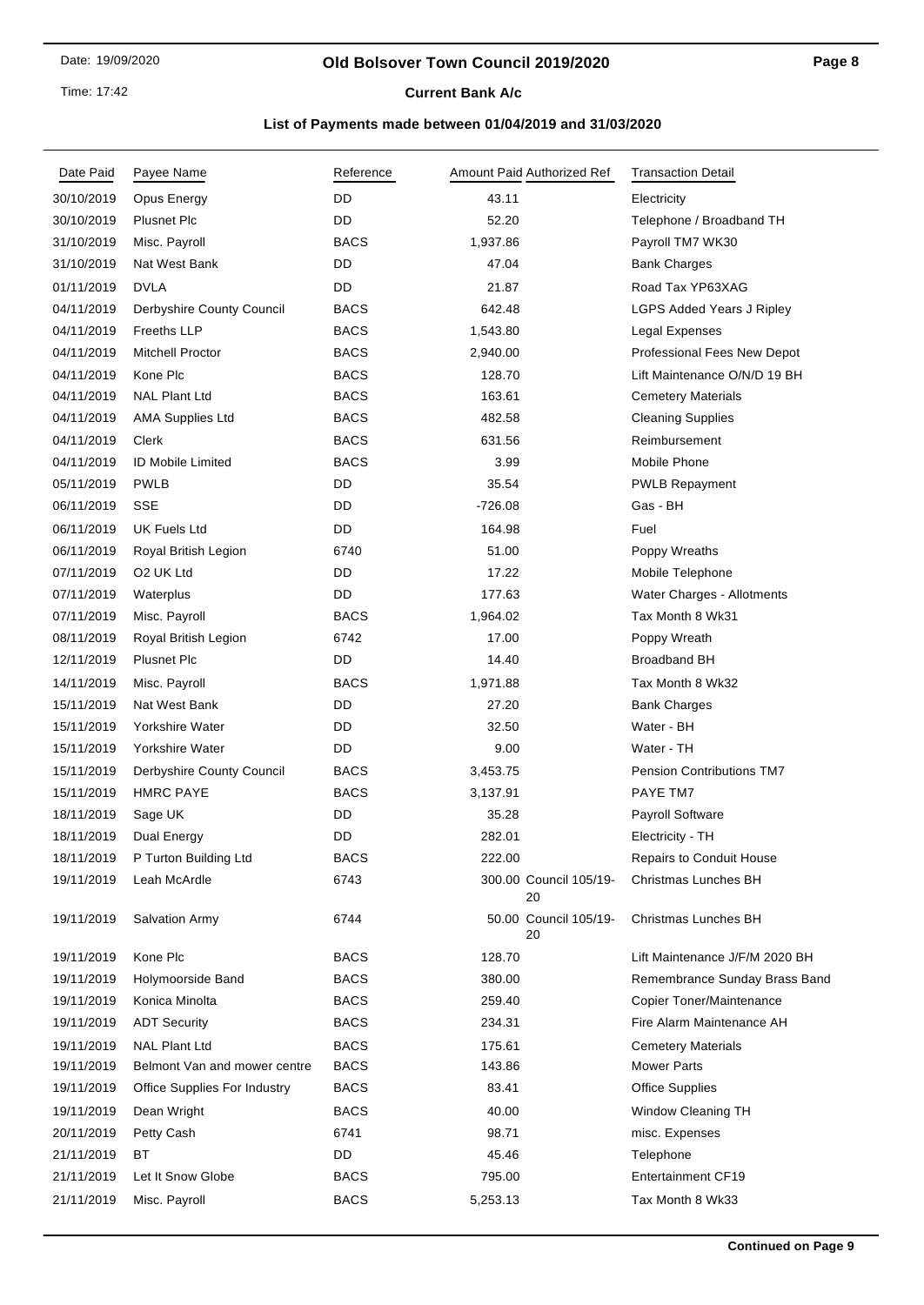# Old Bolsover Town Council 2019/2020

**Current Bank A/c**

**List of Payments made between 01/04/2019 and 31/03/2020**

| Date Paid | Payee Name | Reference | Amount Paid | Authorized Ref | Transaction Detail |
|---|---|---|---|---|---|
| 30/10/2019 | Opus Energy | DD | 43.11 | | Electricity |
| 30/10/2019 | Plusnet Plc | DD | 52.20 | | Telephone / Broadband TH |
| 31/10/2019 | Misc. Payroll | BACS | 1,937.86 | | Payroll TM7 WK30 |
| 31/10/2019 | Nat West Bank | DD | 47.04 | | Bank Charges |
| 01/11/2019 | DVLA | DD | 21.87 | | Road Tax YP63XAG |
| 04/11/2019 | Derbyshire County Council | BACS | 642.48 | | LGPS Added Years J Ripley |
| 04/11/2019 | Freeths LLP | BACS | 1,543.80 | | Legal Expenses |
| 04/11/2019 | Mitchell Proctor | BACS | 2,940.00 | | Professional Fees New Depot |
| 04/11/2019 | Kone Plc | BACS | 128.70 | | Lift Maintenance O/N/D 19 BH |
| 04/11/2019 | NAL Plant Ltd | BACS | 163.61 | | Cemetery Materials |
| 04/11/2019 | AMA Supplies Ltd | BACS | 482.58 | | Cleaning Supplies |
| 04/11/2019 | Clerk | BACS | 631.56 | | Reimbursement |
| 04/11/2019 | ID Mobile Limited | BACS | 3.99 | | Mobile Phone |
| 05/11/2019 | PWLB | DD | 35.54 | | PWLB Repayment |
| 06/11/2019 | SSE | DD | -726.08 | | Gas - BH |
| 06/11/2019 | UK Fuels Ltd | DD | 164.98 | | Fuel |
| 06/11/2019 | Royal British Legion | 6740 | 51.00 | | Poppy Wreaths |
| 07/11/2019 | O2 UK Ltd | DD | 17.22 | | Mobile Telephone |
| 07/11/2019 | Waterplus | DD | 177.63 | | Water Charges - Allotments |
| 07/11/2019 | Misc. Payroll | BACS | 1,964.02 | | Tax Month 8 Wk31 |
| 08/11/2019 | Royal British Legion | 6742 | 17.00 | | Poppy Wreath |
| 12/11/2019 | Plusnet Plc | DD | 14.40 | | Broadband BH |
| 14/11/2019 | Misc. Payroll | BACS | 1,971.88 | | Tax Month 8 Wk32 |
| 15/11/2019 | Nat West Bank | DD | 27.20 | | Bank Charges |
| 15/11/2019 | Yorkshire Water | DD | 32.50 | | Water - BH |
| 15/11/2019 | Yorkshire Water | DD | 9.00 | | Water - TH |
| 15/11/2019 | Derbyshire County Council | BACS | 3,453.75 | | Pension Contributions TM7 |
| 15/11/2019 | HMRC PAYE | BACS | 3,137.91 | | PAYE TM7 |
| 18/11/2019 | Sage UK | DD | 35.28 | | Payroll Software |
| 18/11/2019 | Dual Energy | DD | 282.01 | | Electricity - TH |
| 18/11/2019 | P Turton Building Ltd | BACS | 222.00 | | Repairs to Conduit House |
| 19/11/2019 | Leah McArdle | 6743 | 300.00 | Council 105/19-20 | Christmas Lunches BH |
| 19/11/2019 | Salvation Army | 6744 | 50.00 | Council 105/19-20 | Christmas Lunches BH |
| 19/11/2019 | Kone Plc | BACS | 128.70 | | Lift Maintenance J/F/M 2020 BH |
| 19/11/2019 | Holymoorside Band | BACS | 380.00 | | Remembrance Sunday Brass Band |
| 19/11/2019 | Konica Minolta | BACS | 259.40 | | Copier Toner/Maintenance |
| 19/11/2019 | ADT Security | BACS | 234.31 | | Fire Alarm Maintenance AH |
| 19/11/2019 | NAL Plant Ltd | BACS | 175.61 | | Cemetery Materials |
| 19/11/2019 | Belmont Van and mower centre | BACS | 143.86 | | Mower Parts |
| 19/11/2019 | Office Supplies For Industry | BACS | 83.41 | | Office Supplies |
| 19/11/2019 | Dean Wright | BACS | 40.00 | | Window Cleaning TH |
| 20/11/2019 | Petty Cash | 6741 | 98.71 | | misc. Expenses |
| 21/11/2019 | BT | DD | 45.46 | | Telephone |
| 21/11/2019 | Let It Snow Globe | BACS | 795.00 | | Entertainment CF19 |
| 21/11/2019 | Misc. Payroll | BACS | 5,253.13 | | Tax Month 8 Wk33 |

**Continued on Page 9**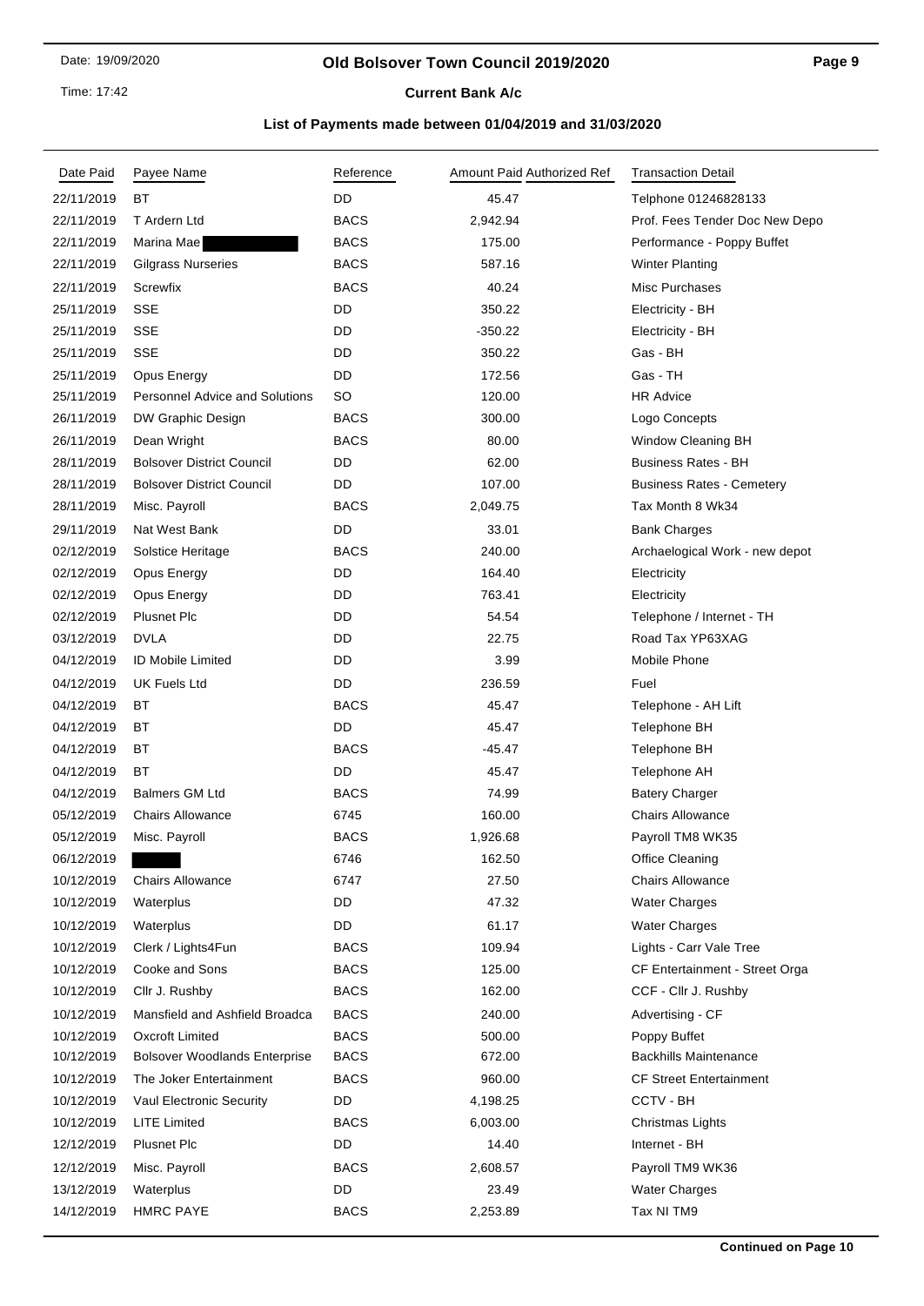# Old Bolsover Town Council 2019/2020

**Current Bank A/c**

**List of Payments made between 01/04/2019 and 31/03/2020**

| Date Paid | Payee Name | Reference | Amount Paid | Authorized Ref | Transaction Detail |
|---|---|---|---|---|---|
| 22/11/2019 | BT | DD | 45.47 | | Telphone 01246828133 |
| 22/11/2019 | T Ardern Ltd | BACS | 2,942.94 | | Prof. Fees Tender Doc New Depo |
| 22/11/2019 | Marina Mae | BACS | 175.00 | | Performance - Poppy Buffet |
| 22/11/2019 | Gilgrass Nurseries | BACS | 587.16 | | Winter Planting |
| 22/11/2019 | Screwfix | BACS | 40.24 | | Misc Purchases |
| 25/11/2019 | SSE | DD | 350.22 | | Electricity - BH |
| 25/11/2019 | SSE | DD | -350.22 | | Electricity - BH |
| 25/11/2019 | SSE | DD | 350.22 | | Gas - BH |
| 25/11/2019 | Opus Energy | DD | 172.56 | | Gas - TH |
| 25/11/2019 | Personnel Advice and Solutions | SO | 120.00 | | HR Advice |
| 26/11/2019 | DW Graphic Design | BACS | 300.00 | | Logo Concepts |
| 26/11/2019 | Dean Wright | BACS | 80.00 | | Window Cleaning BH |
| 28/11/2019 | Bolsover District Council | DD | 62.00 | | Business Rates - BH |
| 28/11/2019 | Bolsover District Council | DD | 107.00 | | Business Rates - Cemetery |
| 28/11/2019 | Misc. Payroll | BACS | 2,049.75 | | Tax Month 8 Wk34 |
| 29/11/2019 | Nat West Bank | DD | 33.01 | | Bank Charges |
| 02/12/2019 | Solstice Heritage | BACS | 240.00 | | Archaelogical Work - new depot |
| 02/12/2019 | Opus Energy | DD | 164.40 | | Electricity |
| 02/12/2019 | Opus Energy | DD | 763.41 | | Electricity |
| 02/12/2019 | Plusnet Plc | DD | 54.54 | | Telephone / Internet - TH |
| 03/12/2019 | DVLA | DD | 22.75 | | Road Tax YP63XAG |
| 04/12/2019 | ID Mobile Limited | DD | 3.99 | | Mobile Phone |
| 04/12/2019 | UK Fuels Ltd | DD | 236.59 | | Fuel |
| 04/12/2019 | BT | BACS | 45.47 | | Telephone - AH Lift |
| 04/12/2019 | BT | DD | 45.47 | | Telephone BH |
| 04/12/2019 | BT | BACS | -45.47 | | Telephone BH |
| 04/12/2019 | BT | DD | 45.47 | | Telephone AH |
| 04/12/2019 | Balmers GM Ltd | BACS | 74.99 | | Batery Charger |
| 05/12/2019 | Chairs Allowance | 6745 | 160.00 | | Chairs Allowance |
| 05/12/2019 | Misc. Payroll | BACS | 1,926.68 | | Payroll TM8 WK35 |
| 06/12/2019 | | 6746 | 162.50 | | Office Cleaning |
| 10/12/2019 | Chairs Allowance | 6747 | 27.50 | | Chairs Allowance |
| 10/12/2019 | Waterplus | DD | 47.32 | | Water Charges |
| 10/12/2019 | Waterplus | DD | 61.17 | | Water Charges |
| 10/12/2019 | Clerk / Lights4Fun | BACS | 109.94 | | Lights - Carr Vale Tree |
| 10/12/2019 | Cooke and Sons | BACS | 125.00 | | CF Entertainment - Street Orga |
| 10/12/2019 | Cllr J. Rushby | BACS | 162.00 | | CCF - Cllr J. Rushby |
| 10/12/2019 | Mansfield and Ashfield Broadca | BACS | 240.00 | | Advertising - CF |
| 10/12/2019 | Oxcroft Limited | BACS | 500.00 | | Poppy Buffet |
| 10/12/2019 | Bolsover Woodlands Enterprise | BACS | 672.00 | | Backhills Maintenance |
| 10/12/2019 | The Joker Entertainment | BACS | 960.00 | | CF Street Entertainment |
| 10/12/2019 | Vaul Electronic Security | DD | 4,198.25 | | CCTV - BH |
| 10/12/2019 | LITE Limited | BACS | 6,003.00 | | Christmas Lights |
| 12/12/2019 | Plusnet Plc | DD | 14.40 | | Internet - BH |
| 12/12/2019 | Misc. Payroll | BACS | 2,608.57 | | Payroll TM9 WK36 |
| 13/12/2019 | Waterplus | DD | 23.49 | | Water Charges |
| 14/12/2019 | HMRC PAYE | BACS | 2,253.89 | | Tax NI TM9 |

**Continued on Page 10**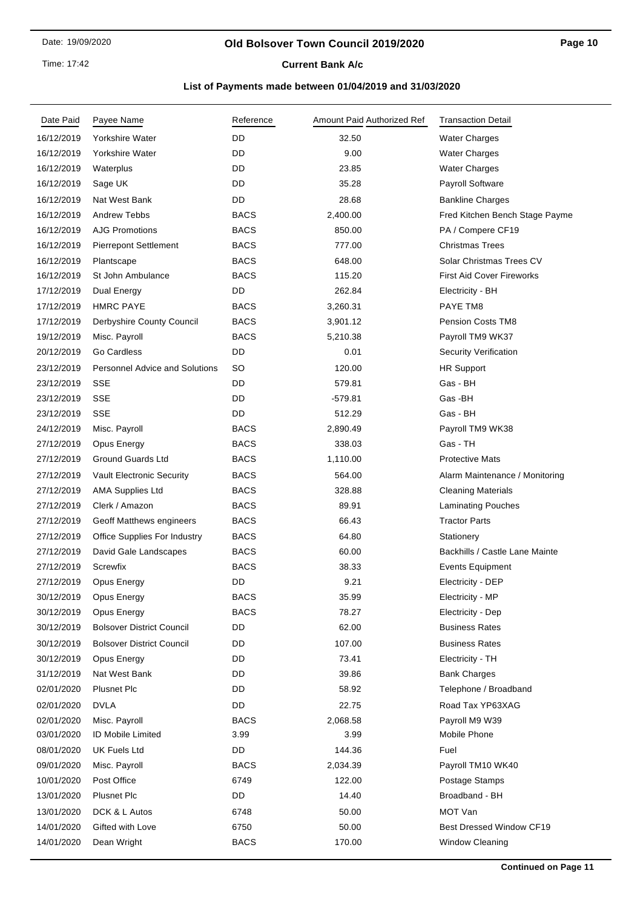# Old Bolsover Town Council 2019/2020

**Current Bank A/c**

**List of Payments made between 01/04/2019 and 31/03/2020**

| Date Paid | Payee Name | Reference | Amount Paid | Authorized Ref | Transaction Detail |
|---|---|---|---|---|---|
| 16/12/2019 | Yorkshire Water | DD | 32.50 | | Water Charges |
| 16/12/2019 | Yorkshire Water | DD | 9.00 | | Water Charges |
| 16/12/2019 | Waterplus | DD | 23.85 | | Water Charges |
| 16/12/2019 | Sage UK | DD | 35.28 | | Payroll Software |
| 16/12/2019 | Nat West Bank | DD | 28.68 | | Bankline Charges |
| 16/12/2019 | Andrew Tebbs | BACS | 2,400.00 | | Fred Kitchen Bench Stage Payme |
| 16/12/2019 | AJG Promotions | BACS | 850.00 | | PA / Compere CF19 |
| 16/12/2019 | Pierrepont Settlement | BACS | 777.00 | | Christmas Trees |
| 16/12/2019 | Plantscape | BACS | 648.00 | | Solar Christmas Trees CV |
| 16/12/2019 | St John Ambulance | BACS | 115.20 | | First Aid Cover Fireworks |
| 17/12/2019 | Dual Energy | DD | 262.84 | | Electricity - BH |
| 17/12/2019 | HMRC PAYE | BACS | 3,260.31 | | PAYE TM8 |
| 17/12/2019 | Derbyshire County Council | BACS | 3,901.12 | | Pension Costs TM8 |
| 19/12/2019 | Misc. Payroll | BACS | 5,210.38 | | Payroll TM9 WK37 |
| 20/12/2019 | Go Cardless | DD | 0.01 | | Security Verification |
| 23/12/2019 | Personnel Advice and Solutions | SO | 120.00 | | HR Support |
| 23/12/2019 | SSE | DD | 579.81 | | Gas - BH |
| 23/12/2019 | SSE | DD | -579.81 | | Gas -BH |
| 23/12/2019 | SSE | DD | 512.29 | | Gas - BH |
| 24/12/2019 | Misc. Payroll | BACS | 2,890.49 | | Payroll TM9 WK38 |
| 27/12/2019 | Opus Energy | BACS | 338.03 | | Gas - TH |
| 27/12/2019 | Ground Guards Ltd | BACS | 1,110.00 | | Protective Mats |
| 27/12/2019 | Vault Electronic Security | BACS | 564.00 | | Alarm Maintenance / Monitoring |
| 27/12/2019 | AMA Supplies Ltd | BACS | 328.88 | | Cleaning Materials |
| 27/12/2019 | Clerk / Amazon | BACS | 89.91 | | Laminating Pouches |
| 27/12/2019 | Geoff Matthews engineers | BACS | 66.43 | | Tractor Parts |
| 27/12/2019 | Office Supplies For Industry | BACS | 64.80 | | Stationery |
| 27/12/2019 | David Gale Landscapes | BACS | 60.00 | | Backhills / Castle Lane Mainte |
| 27/12/2019 | Screwfix | BACS | 38.33 | | Events Equipment |
| 27/12/2019 | Opus Energy | DD | 9.21 | | Electricity - DEP |
| 30/12/2019 | Opus Energy | BACS | 35.99 | | Electricity - MP |
| 30/12/2019 | Opus Energy | BACS | 78.27 | | Electricity - Dep |
| 30/12/2019 | Bolsover District Council | DD | 62.00 | | Business Rates |
| 30/12/2019 | Bolsover District Council | DD | 107.00 | | Business Rates |
| 30/12/2019 | Opus Energy | DD | 73.41 | | Electricity - TH |
| 31/12/2019 | Nat West Bank | DD | 39.86 | | Bank Charges |
| 02/01/2020 | Plusnet Plc | DD | 58.92 | | Telephone / Broadband |
| 02/01/2020 | DVLA | DD | 22.75 | | Road Tax YP63XAG |
| 02/01/2020 | Misc. Payroll | BACS | 2,068.58 | | Payroll M9 W39 |
| 03/01/2020 | ID Mobile Limited | 3.99 | 3.99 | | Mobile Phone |
| 08/01/2020 | UK Fuels Ltd | DD | 144.36 | | Fuel |
| 09/01/2020 | Misc. Payroll | BACS | 2,034.39 | | Payroll TM10 WK40 |
| 10/01/2020 | Post Office | 6749 | 122.00 | | Postage Stamps |
| 13/01/2020 | Plusnet Plc | DD | 14.40 | | Broadband - BH |
| 13/01/2020 | DCK & L Autos | 6748 | 50.00 | | MOT Van |
| 14/01/2020 | Gifted with Love | 6750 | 50.00 | | Best Dressed Window CF19 |
| 14/01/2020 | Dean Wright | BACS | 170.00 | | Window Cleaning |

**Continued on Page 11**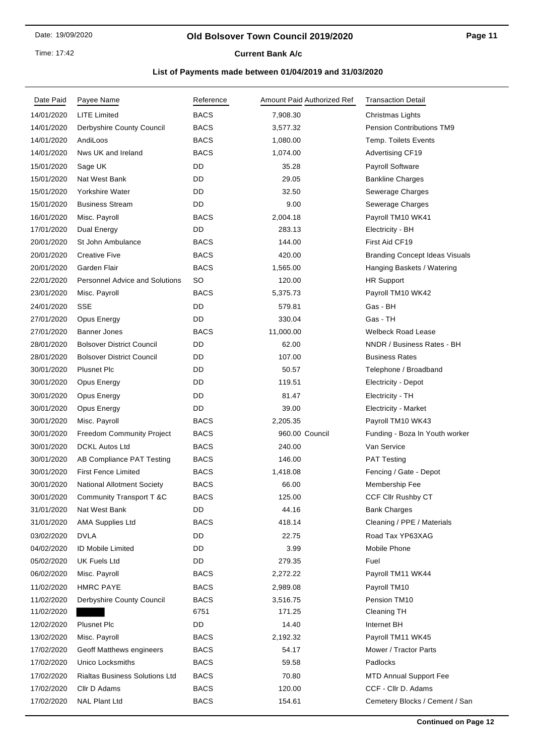# Old Bolsover Town Council 2019/2020

## Current Bank A/c

### List of Payments made between 01/04/2019 and 31/03/2020

| Date Paid | Payee Name | Reference | Amount Paid | Authorized Ref | Transaction Detail |
|---|---|---|---|---|---|
| 14/01/2020 | LITE Limited | BACS | 7,908.30 | | Christmas Lights |
| 14/01/2020 | Derbyshire County Council | BACS | 3,577.32 | | Pension Contributions TM9 |
| 14/01/2020 | AndiLoos | BACS | 1,080.00 | | Temp. Toilets Events |
| 14/01/2020 | Nws UK and Ireland | BACS | 1,074.00 | | Advertising CF19 |
| 15/01/2020 | Sage UK | DD | 35.28 | | Payroll Software |
| 15/01/2020 | Nat West Bank | DD | 29.05 | | Bankline Charges |
| 15/01/2020 | Yorkshire Water | DD | 32.50 | | Sewerage Charges |
| 15/01/2020 | Business Stream | DD | 9.00 | | Sewerage Charges |
| 16/01/2020 | Misc. Payroll | BACS | 2,004.18 | | Payroll TM10 WK41 |
| 17/01/2020 | Dual Energy | DD | 283.13 | | Electricity - BH |
| 20/01/2020 | St John Ambulance | BACS | 144.00 | | First Aid CF19 |
| 20/01/2020 | Creative Five | BACS | 420.00 | | Branding Concept Ideas Visuals |
| 20/01/2020 | Garden Flair | BACS | 1,565.00 | | Hanging Baskets / Watering |
| 22/01/2020 | Personnel Advice and Solutions | SO | 120.00 | | HR Support |
| 23/01/2020 | Misc. Payroll | BACS | 5,375.73 | | Payroll TM10 WK42 |
| 24/01/2020 | SSE | DD | 579.81 | | Gas - BH |
| 27/01/2020 | Opus Energy | DD | 330.04 | | Gas - TH |
| 27/01/2020 | Banner Jones | BACS | 11,000.00 | | Welbeck Road Lease |
| 28/01/2020 | Bolsover District Council | DD | 62.00 | | NNDR / Business Rates - BH |
| 28/01/2020 | Bolsover District Council | DD | 107.00 | | Business Rates |
| 30/01/2020 | Plusnet Plc | DD | 50.57 | | Telephone / Broadband |
| 30/01/2020 | Opus Energy | DD | 119.51 | | Electricity - Depot |
| 30/01/2020 | Opus Energy | DD | 81.47 | | Electricity - TH |
| 30/01/2020 | Opus Energy | DD | 39.00 | | Electricity - Market |
| 30/01/2020 | Misc. Payroll | BACS | 2,205.35 | | Payroll TM10 WK43 |
| 30/01/2020 | Freedom Community Project | BACS | 960.00 | Council | Funding - Boza In Youth worker |
| 30/01/2020 | DCKL Autos Ltd | BACS | 240.00 | | Van Service |
| 30/01/2020 | AB Compliance PAT Testing | BACS | 146.00 | | PAT Testing |
| 30/01/2020 | First Fence Limited | BACS | 1,418.08 | | Fencing / Gate - Depot |
| 30/01/2020 | National Allotment Society | BACS | 66.00 | | Membership Fee |
| 30/01/2020 | Community Transport T &C | BACS | 125.00 | | CCF Cllr Rushby CT |
| 31/01/2020 | Nat West Bank | DD | 44.16 | | Bank Charges |
| 31/01/2020 | AMA Supplies Ltd | BACS | 418.14 | | Cleaning / PPE / Materials |
| 03/02/2020 | DVLA | DD | 22.75 | | Road Tax YP63XAG |
| 04/02/2020 | ID Mobile Limited | DD | 3.99 | | Mobile Phone |
| 05/02/2020 | UK Fuels Ltd | DD | 279.35 | | Fuel |
| 06/02/2020 | Misc. Payroll | BACS | 2,272.22 | | Payroll TM11 WK44 |
| 11/02/2020 | HMRC PAYE | BACS | 2,989.08 | | Payroll TM10 |
| 11/02/2020 | Derbyshire County Council | BACS | 3,516.75 | | Pension TM10 |
| 11/02/2020 | | 6751 | 171.25 | | Cleaning TH |
| 12/02/2020 | Plusnet Plc | DD | 14.40 | | Internet BH |
| 13/02/2020 | Misc. Payroll | BACS | 2,192.32 | | Payroll TM11 WK45 |
| 17/02/2020 | Geoff Matthews engineers | BACS | 54.17 | | Mower / Tractor Parts |
| 17/02/2020 | Unico Locksmiths | BACS | 59.58 | | Padlocks |
| 17/02/2020 | Rialtas Business Solutions Ltd | BACS | 70.80 | | MTD Annual Support Fee |
| 17/02/2020 | Cllr D Adams | BACS | 120.00 | | CCF - Cllr D. Adams |
| 17/02/2020 | NAL Plant Ltd | BACS | 154.61 | | Cemetery Blocks / Cement / San |

**Continued on Page 12**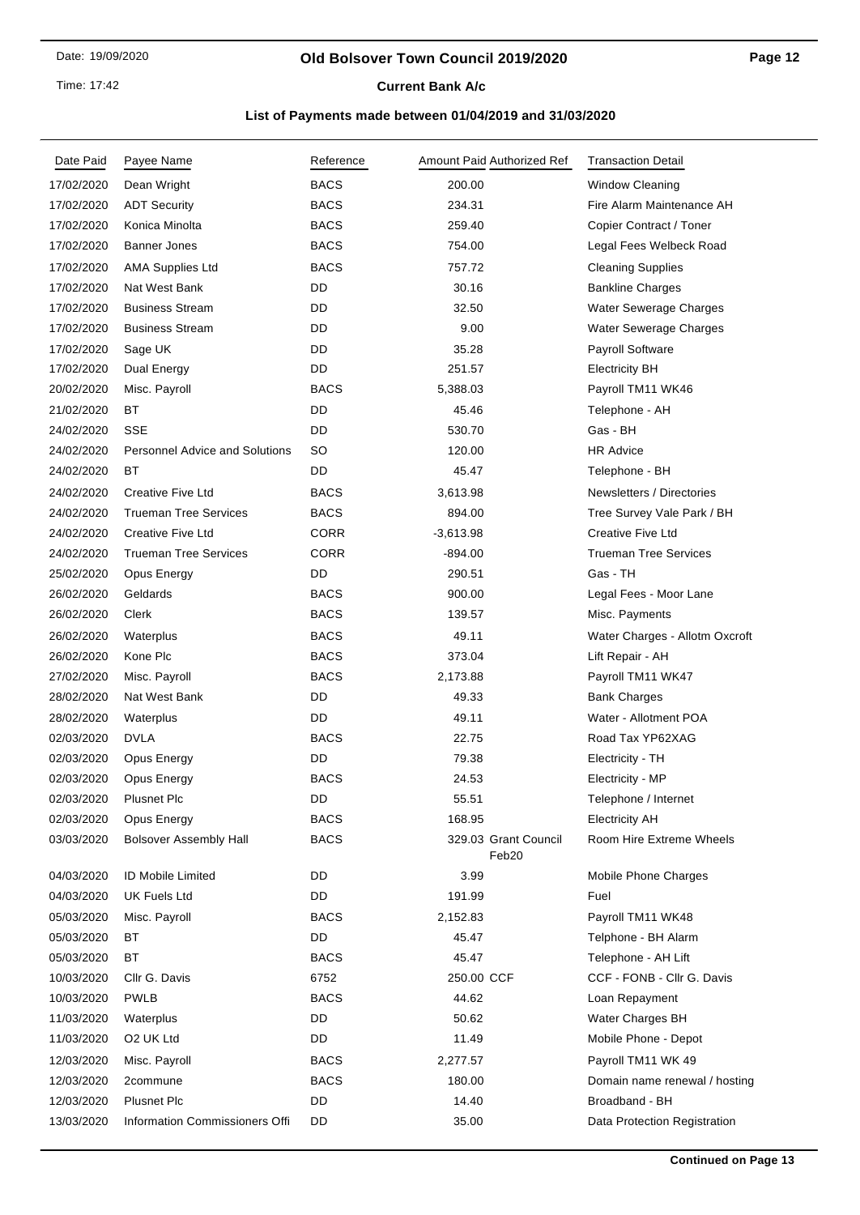## Old Bolsover Town Council 2019/2020

### Current Bank A/c

### List of Payments made between 01/04/2019 and 31/03/2020

| Date Paid | Payee Name | Reference | Amount Paid | Authorized Ref | Transaction Detail |
|---|---|---|---|---|---|
| 17/02/2020 | Dean Wright | BACS | 200.00 | | Window Cleaning |
| 17/02/2020 | ADT Security | BACS | 234.31 | | Fire Alarm Maintenance AH |
| 17/02/2020 | Konica Minolta | BACS | 259.40 | | Copier Contract / Toner |
| 17/02/2020 | Banner Jones | BACS | 754.00 | | Legal Fees Welbeck Road |
| 17/02/2020 | AMA Supplies Ltd | BACS | 757.72 | | Cleaning Supplies |
| 17/02/2020 | Nat West Bank | DD | 30.16 | | Bankline Charges |
| 17/02/2020 | Business Stream | DD | 32.50 | | Water Sewerage Charges |
| 17/02/2020 | Business Stream | DD | 9.00 | | Water Sewerage Charges |
| 17/02/2020 | Sage UK | DD | 35.28 | | Payroll Software |
| 17/02/2020 | Dual Energy | DD | 251.57 | | Electricity BH |
| 20/02/2020 | Misc. Payroll | BACS | 5,388.03 | | Payroll TM11 WK46 |
| 21/02/2020 | BT | DD | 45.46 | | Telephone - AH |
| 24/02/2020 | SSE | DD | 530.70 | | Gas - BH |
| 24/02/2020 | Personnel Advice and Solutions | SO | 120.00 | | HR Advice |
| 24/02/2020 | BT | DD | 45.47 | | Telephone - BH |
| 24/02/2020 | Creative Five Ltd | BACS | 3,613.98 | | Newsletters / Directories |
| 24/02/2020 | Trueman Tree Services | BACS | 894.00 | | Tree Survey Vale Park / BH |
| 24/02/2020 | Creative Five Ltd | CORR | -3,613.98 | | Creative Five Ltd |
| 24/02/2020 | Trueman Tree Services | CORR | -894.00 | | Trueman Tree Services |
| 25/02/2020 | Opus Energy | DD | 290.51 | | Gas - TH |
| 26/02/2020 | Geldards | BACS | 900.00 | | Legal Fees - Moor Lane |
| 26/02/2020 | Clerk | BACS | 139.57 | | Misc. Payments |
| 26/02/2020 | Waterplus | BACS | 49.11 | | Water Charges - Allotm Oxcroft |
| 26/02/2020 | Kone Plc | BACS | 373.04 | | Lift Repair - AH |
| 27/02/2020 | Misc. Payroll | BACS | 2,173.88 | | Payroll TM11 WK47 |
| 28/02/2020 | Nat West Bank | DD | 49.33 | | Bank Charges |
| 28/02/2020 | Waterplus | DD | 49.11 | | Water - Allotment POA |
| 02/03/2020 | DVLA | BACS | 22.75 | | Road Tax YP62XAG |
| 02/03/2020 | Opus Energy | DD | 79.38 | | Electricity - TH |
| 02/03/2020 | Opus Energy | BACS | 24.53 | | Electricity - MP |
| 02/03/2020 | Plusnet Plc | DD | 55.51 | | Telephone / Internet |
| 02/03/2020 | Opus Energy | BACS | 168.95 | | Electricity AH |
| 03/03/2020 | Bolsover Assembly Hall | BACS | 329.03 | Grant Council Feb20 | Room Hire Extreme Wheels |
| 04/03/2020 | ID Mobile Limited | DD | 3.99 | | Mobile Phone Charges |
| 04/03/2020 | UK Fuels Ltd | DD | 191.99 | | Fuel |
| 05/03/2020 | Misc. Payroll | BACS | 2,152.83 | | Payroll TM11 WK48 |
| 05/03/2020 | BT | DD | 45.47 | | Telphone - BH Alarm |
| 05/03/2020 | BT | BACS | 45.47 | | Telephone - AH Lift |
| 10/03/2020 | Cllr G. Davis | 6752 | 250.00 | CCF | CCF - FONB - Cllr G. Davis |
| 10/03/2020 | PWLB | BACS | 44.62 | | Loan Repayment |
| 11/03/2020 | Waterplus | DD | 50.62 | | Water Charges BH |
| 11/03/2020 | O2 UK Ltd | DD | 11.49 | | Mobile Phone - Depot |
| 12/03/2020 | Misc. Payroll | BACS | 2,277.57 | | Payroll TM11 WK 49 |
| 12/03/2020 | 2commune | BACS | 180.00 | | Domain name renewal / hosting |
| 12/03/2020 | Plusnet Plc | DD | 14.40 | | Broadband - BH |
| 13/03/2020 | Information Commissioners Offi | DD | 35.00 | | Data Protection Registration |

**Continued on Page 13**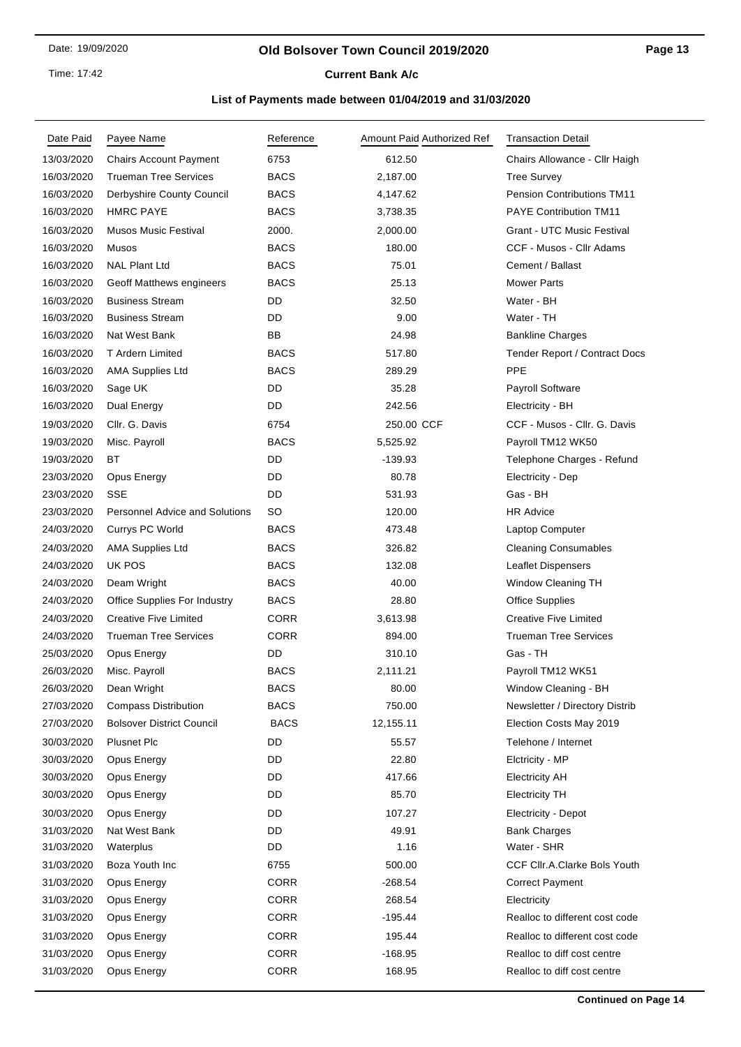# Old Bolsover Town Council 2019/2020

## Current Bank A/c

### List of Payments made between 01/04/2019 and 31/03/2020

| Date Paid | Payee Name | Reference | Amount Paid | Authorized Ref | Transaction Detail |
|---|---|---|---|---|---|
| 13/03/2020 | Chairs Account Payment | 6753 | 612.50 | | Chairs Allowance - Cllr Haigh |
| 16/03/2020 | Trueman Tree Services | BACS | 2,187.00 | | Tree Survey |
| 16/03/2020 | Derbyshire County Council | BACS | 4,147.62 | | Pension Contributions TM11 |
| 16/03/2020 | HMRC PAYE | BACS | 3,738.35 | | PAYE Contribution TM11 |
| 16/03/2020 | Musos Music Festival | 2000. | 2,000.00 | | Grant - UTC Music Festival |
| 16/03/2020 | Musos | BACS | 180.00 | | CCF - Musos - Cllr Adams |
| 16/03/2020 | NAL Plant Ltd | BACS | 75.01 | | Cement / Ballast |
| 16/03/2020 | Geoff Matthews engineers | BACS | 25.13 | | Mower Parts |
| 16/03/2020 | Business Stream | DD | 32.50 | | Water - BH |
| 16/03/2020 | Business Stream | DD | 9.00 | | Water - TH |
| 16/03/2020 | Nat West Bank | BB | 24.98 | | Bankline Charges |
| 16/03/2020 | T Ardern Limited | BACS | 517.80 | | Tender Report / Contract Docs |
| 16/03/2020 | AMA Supplies Ltd | BACS | 289.29 | | PPE |
| 16/03/2020 | Sage UK | DD | 35.28 | | Payroll Software |
| 16/03/2020 | Dual Energy | DD | 242.56 | | Electricity - BH |
| 19/03/2020 | Cllr. G. Davis | 6754 | 250.00 | CCF | CCF - Musos - Cllr. G. Davis |
| 19/03/2020 | Misc. Payroll | BACS | 5,525.92 | | Payroll TM12 WK50 |
| 19/03/2020 | BT | DD | -139.93 | | Telephone Charges - Refund |
| 23/03/2020 | Opus Energy | DD | 80.78 | | Electricity - Dep |
| 23/03/2020 | SSE | DD | 531.93 | | Gas - BH |
| 23/03/2020 | Personnel Advice and Solutions | SO | 120.00 | | HR Advice |
| 24/03/2020 | Currys PC World | BACS | 473.48 | | Laptop Computer |
| 24/03/2020 | AMA Supplies Ltd | BACS | 326.82 | | Cleaning Consumables |
| 24/03/2020 | UK POS | BACS | 132.08 | | Leaflet Dispensers |
| 24/03/2020 | Deam Wright | BACS | 40.00 | | Window Cleaning TH |
| 24/03/2020 | Office Supplies For Industry | BACS | 28.80 | | Office Supplies |
| 24/03/2020 | Creative Five Limited | CORR | 3,613.98 | | Creative Five Limited |
| 24/03/2020 | Trueman Tree Services | CORR | 894.00 | | Trueman Tree Services |
| 25/03/2020 | Opus Energy | DD | 310.10 | | Gas - TH |
| 26/03/2020 | Misc. Payroll | BACS | 2,111.21 | | Payroll TM12 WK51 |
| 26/03/2020 | Dean Wright | BACS | 80.00 | | Window Cleaning - BH |
| 27/03/2020 | Compass Distribution | BACS | 750.00 | | Newsletter / Directory Distrib |
| 27/03/2020 | Bolsover District Council | BACS | 12,155.11 | | Election Costs May 2019 |
| 30/03/2020 | Plusnet Plc | DD | 55.57 | | Telehone / Internet |
| 30/03/2020 | Opus Energy | DD | 22.80 | | Elctricity - MP |
| 30/03/2020 | Opus Energy | DD | 417.66 | | Electricity AH |
| 30/03/2020 | Opus Energy | DD | 85.70 | | Electricity TH |
| 30/03/2020 | Opus Energy | DD | 107.27 | | Electricity - Depot |
| 31/03/2020 | Nat West Bank | DD | 49.91 | | Bank Charges |
| 31/03/2020 | Waterplus | DD | 1.16 | | Water - SHR |
| 31/03/2020 | Boza Youth Inc | 6755 | 500.00 | | CCF Cllr.A.Clarke Bols Youth |
| 31/03/2020 | Opus Energy | CORR | -268.54 | | Correct Payment |
| 31/03/2020 | Opus Energy | CORR | 268.54 | | Electricity |
| 31/03/2020 | Opus Energy | CORR | -195.44 | | Realloc to different cost code |
| 31/03/2020 | Opus Energy | CORR | 195.44 | | Realloc to different cost code |
| 31/03/2020 | Opus Energy | CORR | -168.95 | | Realloc to diff cost centre |
| 31/03/2020 | Opus Energy | CORR | 168.95 | | Realloc to diff cost centre |

**Continued on Page 14**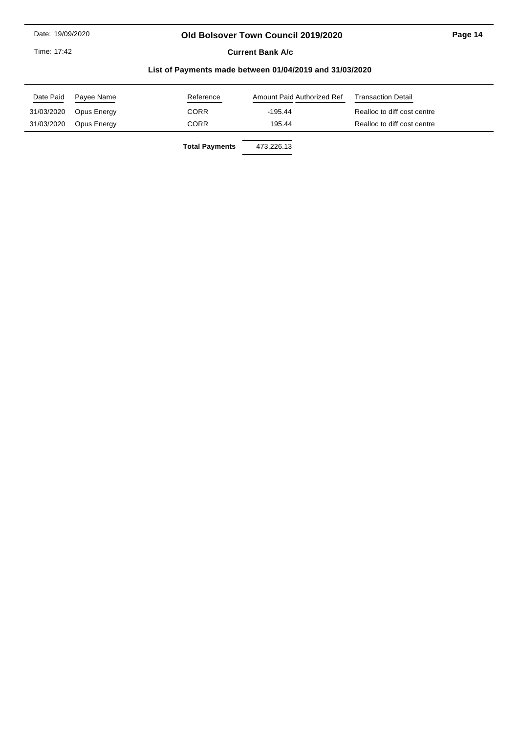## Old Bolsover Town Council 2019/2020

**Current Bank A/c**

**List of Payments made between 01/04/2019 and 31/03/2020**

| Date Paid | Payee Name | Reference | Amount Paid | Authorized Ref | Transaction Detail |
|---|---|---|---|---|---|
| 31/03/2020 | Opus Energy | CORR | -195.44 | | Realloc to diff cost centre |
| 31/03/2020 | Opus Energy | CORR | 195.44 | | Realloc to diff cost centre |
| | | **Total Payments** | 473,226.13 | | |